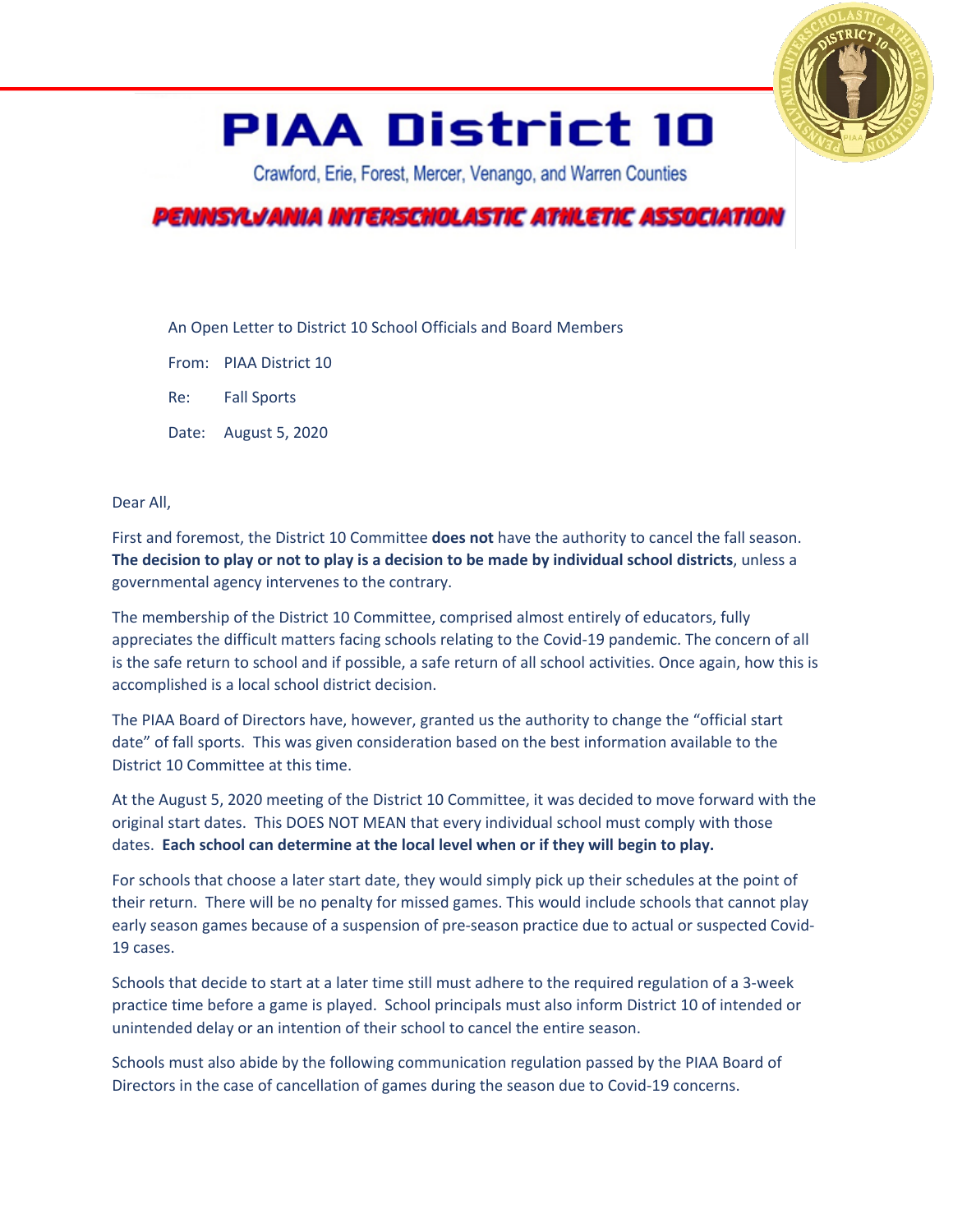# PIAA District 10

Crawford, Erie, Forest, Mercer, Venango, and Warren Counties

## PENNSYLVANIA INTERSCHOLASTIC ATHLETIC ASSOCIATION

An Open Letter to District 10 School Officials and Board Members

From: PIAA District 10

Re: Fall Sports

Date: August 5, 2020

Dear All,

First and foremost, the District 10 Committee **does not** have the authority to cancel the fall season. **The decision to play or not to play is a decision to be made by individual school districts**, unless a governmental agency intervenes to the contrary.

The membership of the District 10 Committee, comprised almost entirely of educators, fully appreciates the difficult matters facing schools relating to the Covid-19 pandemic. The concern of all is the safe return to school and if possible, a safe return of all school activities. Once again, how this is accomplished is a local school district decision.

The PIAA Board of Directors have, however, granted us the authority to change the "official start date" of fall sports. This was given consideration based on the best information available to the District 10 Committee at this time.

At the August 5, 2020 meeting of the District 10 Committee, it was decided to move forward with the original start dates. This DOES NOT MEAN that every individual school must comply with those dates. **Each school can determine at the local level when or if they will begin to play.**

For schools that choose a later start date, they would simply pick up their schedules at the point of their return. There will be no penalty for missed games. This would include schools that cannot play early season games because of a suspension of pre-season practice due to actual or suspected Covid-19 cases.

Schools that decide to start at a later time still must adhere to the required regulation of a 3-week practice time before a game is played. School principals must also inform District 10 of intended or unintended delay or an intention of their school to cancel the entire season.

Schools must also abide by the following communication regulation passed by the PIAA Board of Directors in the case of cancellation of games during the season due to Covid-19 concerns.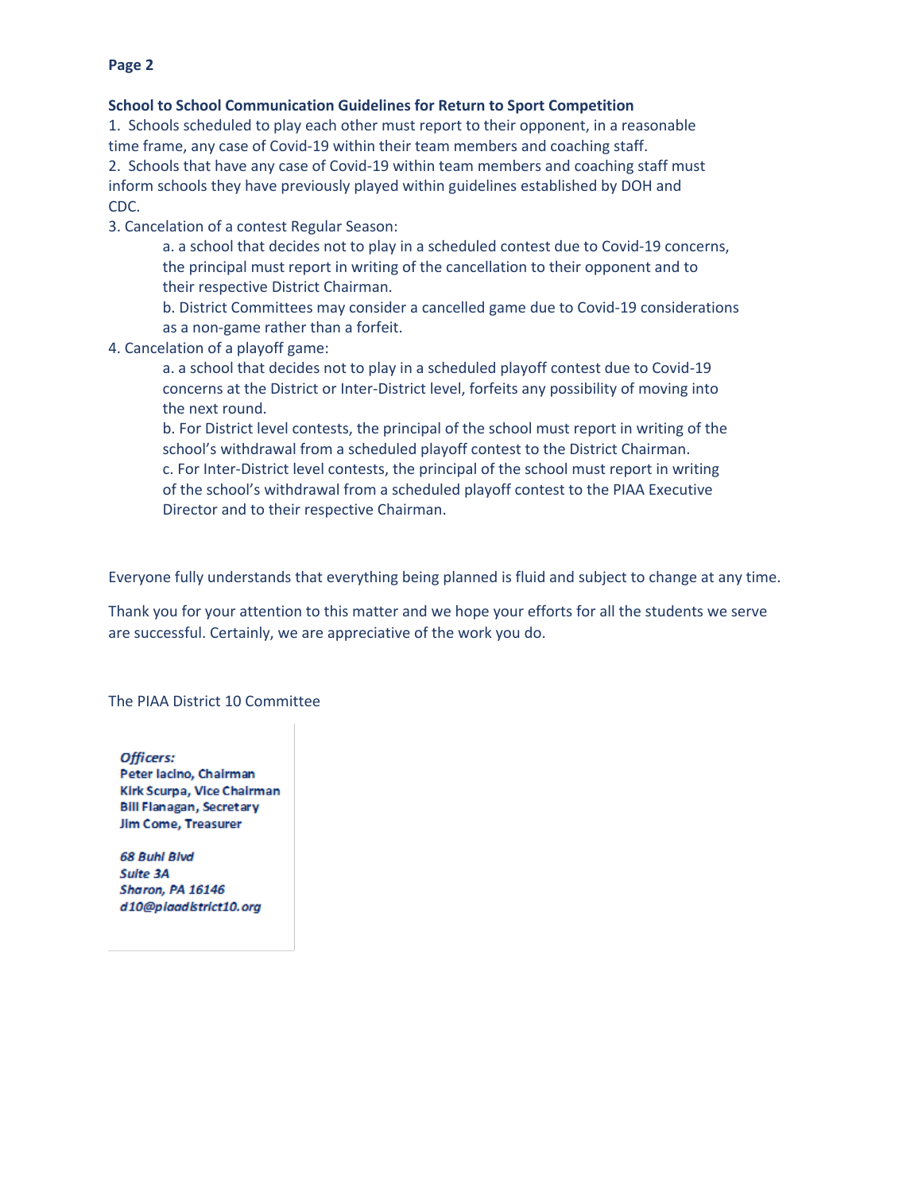**School to School Communication Guidelines for Return to Sport Competition**

1. Schools scheduled to play each other must report to their opponent, in a reasonable time frame, any case of Covid-19 within their team members and coaching staff.
2. Schools that have any case of Covid-19 within team members and coaching staff must inform schools they have previously played within guidelines established by DOH and CDC.
3. Cancelation of a contest Regular Season:
   - a. a school that decides not to play in a scheduled contest due to Covid-19 concerns, the principal must report in writing of the cancellation to their opponent and to their respective District Chairman.
   - b. District Committees may consider a cancelled game due to Covid-19 considerations as a non-game rather than a forfeit.
4. Cancelation of a playoff game:
   - a. a school that decides not to play in a scheduled playoff contest due to Covid-19 concerns at the District or Inter-District level, forfeits any possibility of moving into the next round.
   - b. For District level contests, the principal of the school must report in writing of the school's withdrawal from a scheduled playoff contest to the District Chairman.
   - c. For Inter-District level contests, the principal of the school must report in writing of the school's withdrawal from a scheduled playoff contest to the PIAA Executive Director and to their respective Chairman.

Everyone fully understands that everything being planned is fluid and subject to change at any time.

Thank you for your attention to this matter and we hope your efforts for all the students we serve are successful. Certainly, we are appreciative of the work you do.

The PIAA District 10 Committee

***Officers:***
**Peter Iacino, Chairman**
**Kirk Scurpa, Vice Chairman**
**Bill Flanagan, Secretary**
**Jim Come, Treasurer**

***68 Buhl Blvd***
***Suite 3A***
***Sharon, PA 16146***
***d10@piaadistrict10.org***